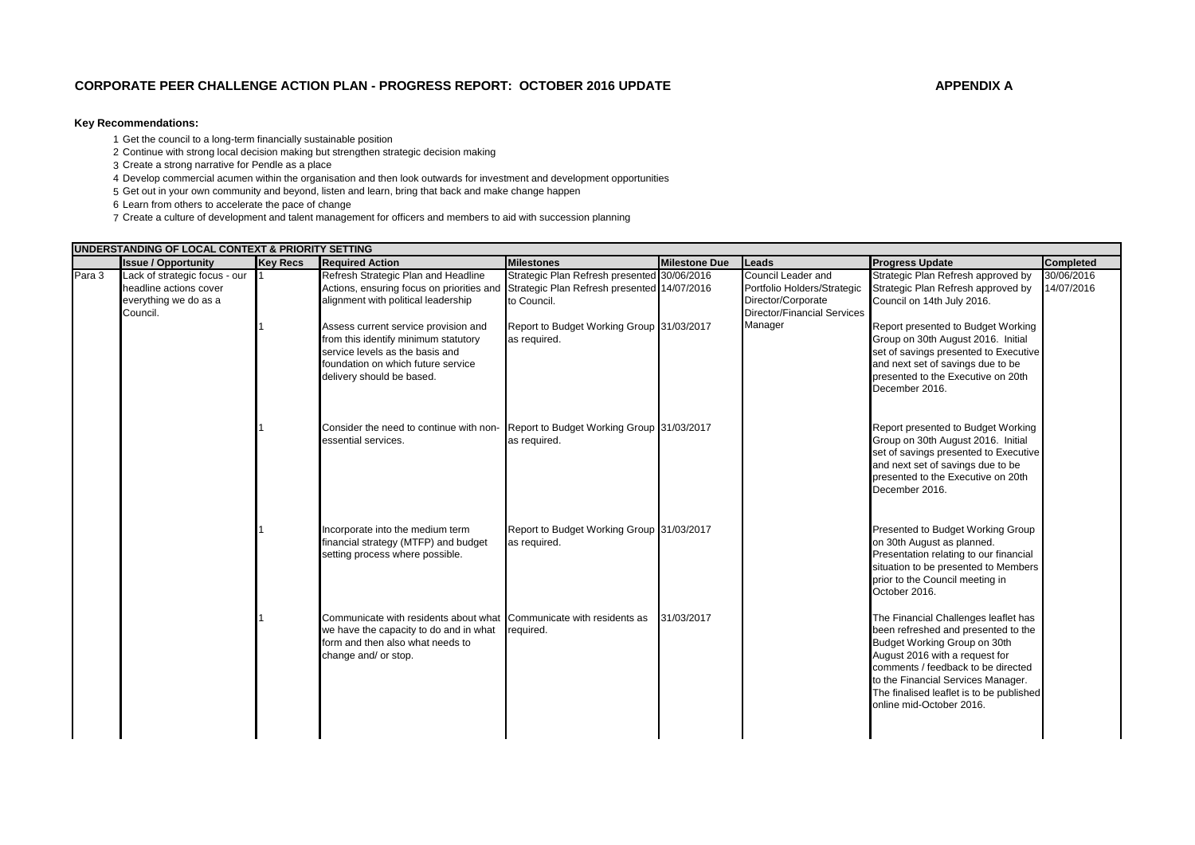## CORPORATE PEER CHALLENGE ACTION PLAN - PROGRESS REPORT: OCTOBER 2016 UPDATE

**APPENDIX A**

**Key Recommendations:**

1. Get the council to a long-term financially sustainable position
2. Continue with strong local decision making but strengthen strategic decision making
3. Create a strong narrative for Pendle as a place
4. Develop commercial acumen within the organisation and then look outwards for investment and development opportunities
5. Get out in your own community and beyond, listen and learn, bring that back and make change happen
6. Learn from others to accelerate the pace of change
7. Create a culture of development and talent management for officers and members to aid with succession planning

| UNDERSTANDING OF LOCAL CONTEXT & PRIORITY SETTING | | | | | | | | |
|---|---|---|---|---|---|---|---|---|
| | **Issue / Opportunity** | **Key Recs** | **Required Action** | **Milestones** | **Milestone Due** | **Leads** | **Progress Update** | **Completed** |
| Para 3 | Lack of strategic focus - our headline actions cover everything we do as a Council. | 1 | Refresh Strategic Plan and Headline Actions, ensuring focus on priorities and alignment with political leadership | Strategic Plan Refresh presented<br>Strategic Plan Refresh presented to Council. | 30/06/2016<br>14/07/2016 | Council Leader and Portfolio Holders/Strategic Director/Corporate Director/Financial Services Manager | Strategic Plan Refresh approved by<br>Strategic Plan Refresh approved by Council on 14th July 2016. | 30/06/2016<br>14/07/2016 |
| | | 1 | Assess current service provision and from this identify minimum statutory service levels as the basis and foundation on which future service delivery should be based. | Report to Budget Working Group as required. | 31/03/2017 | | Report presented to Budget Working Group on 30th August 2016. Initial set of savings presented to Executive and next set of savings due to be presented to the Executive on 20th December 2016. | |
| | | 1 | Consider the need to continue with non-essential services. | Report to Budget Working Group as required. | 31/03/2017 | | Report presented to Budget Working Group on 30th August 2016. Initial set of savings presented to Executive and next set of savings due to be presented to the Executive on 20th December 2016. | |
| | | 1 | Incorporate into the medium term financial strategy (MTFP) and budget setting process where possible. | Report to Budget Working Group as required. | 31/03/2017 | | Presented to Budget Working Group on 30th August as planned. Presentation relating to our financial situation to be presented to Members prior to the Council meeting in October 2016. | |
| | | 1 | Communicate with residents about what we have the capacity to do and in what form and then also what needs to change and/ or stop. | Communicate with residents as required. | 31/03/2017 | | The Financial Challenges leaflet has been refreshed and presented to the Budget Working Group on 30th August 2016 with a request for comments / feedback to be directed to the Financial Services Manager. The finalised leaflet is to be published online mid-October 2016. | |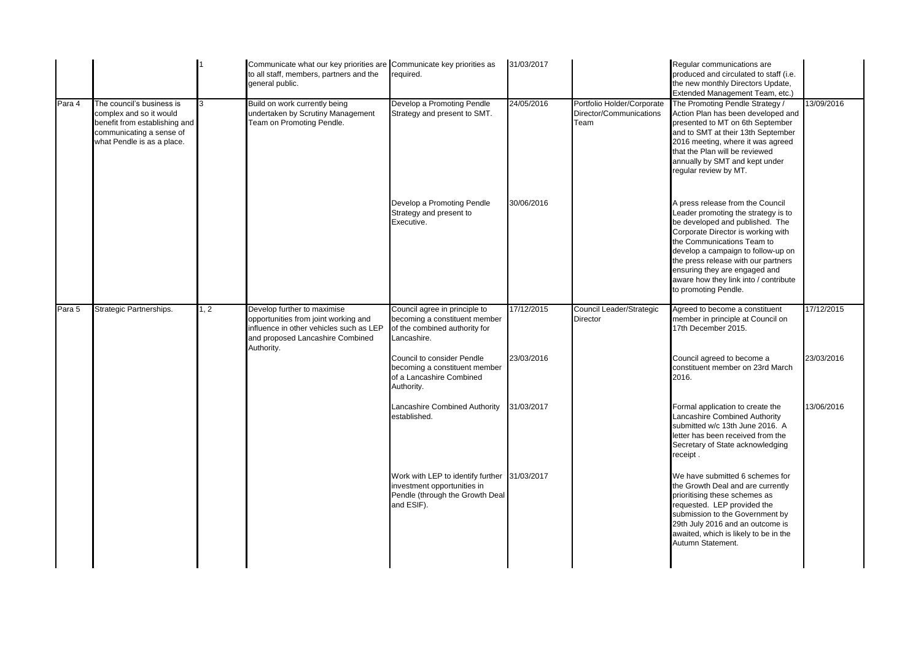| | | | | | | | | |
|---|---|---|---|---|---|---|---|---|
| | | 1 | Communicate what our key priorities are to all staff, members, partners and the general public. | Communicate key priorities as required. | 31/03/2017 | | Regular communications are produced and circulated to staff (i.e. the new monthly Directors Update, Extended Management Team, etc.) | |
| Para 4 | The council's business is complex and so it would benefit from establishing and communicating a sense of what Pendle is as a place. | 3 | Build on work currently being undertaken by Scrutiny Management Team on Promoting Pendle. | Develop a Promoting Pendle Strategy and present to SMT. | 24/05/2016 | Portfolio Holder/Corporate Director/Communications Team | The Promoting Pendle Strategy / Action Plan has been developed and presented to MT on 6th September and to SMT at their 13th September 2016 meeting, where it was agreed that the Plan will be reviewed annually by SMT and kept under regular review by MT. | 13/09/2016 |
| | | | | Develop a Promoting Pendle Strategy and present to Executive. | 30/06/2016 | | A press release from the Council Leader promoting the strategy is to be developed and published. The Corporate Director is working with the Communications Team to develop a campaign to follow-up on the press release with our partners ensuring they are engaged and aware how they link into / contribute to promoting Pendle. | |
| Para 5 | Strategic Partnerships. | 1, 2 | Develop further to maximise opportunities from joint working and influence in other vehicles such as LEP and proposed Lancashire Combined Authority. | Council agree in principle to becoming a constituent member of the combined authority for Lancashire. | 17/12/2015 | Council Leader/Strategic Director | Agreed to become a constituent member in principle at Council on 17th December 2015. | 17/12/2015 |
| | | | | Council to consider Pendle becoming a constituent member of a Lancashire Combined Authority. | 23/03/2016 | | Council agreed to become a constituent member on 23rd March 2016. | 23/03/2016 |
| | | | | Lancashire Combined Authority established. | 31/03/2017 | | Formal application to create the Lancashire Combined Authority submitted w/c 13th June 2016. A letter has been received from the Secretary of State acknowledging receipt . | 13/06/2016 |
| | | | | Work with LEP to identify further investment opportunities in Pendle (through the Growth Deal and ESIF). | 31/03/2017 | | We have submitted 6 schemes for the Growth Deal and are currently prioritising these schemes as requested. LEP provided the submission to the Government by 29th July 2016 and an outcome is awaited, which is likely to be in the Autumn Statement. | |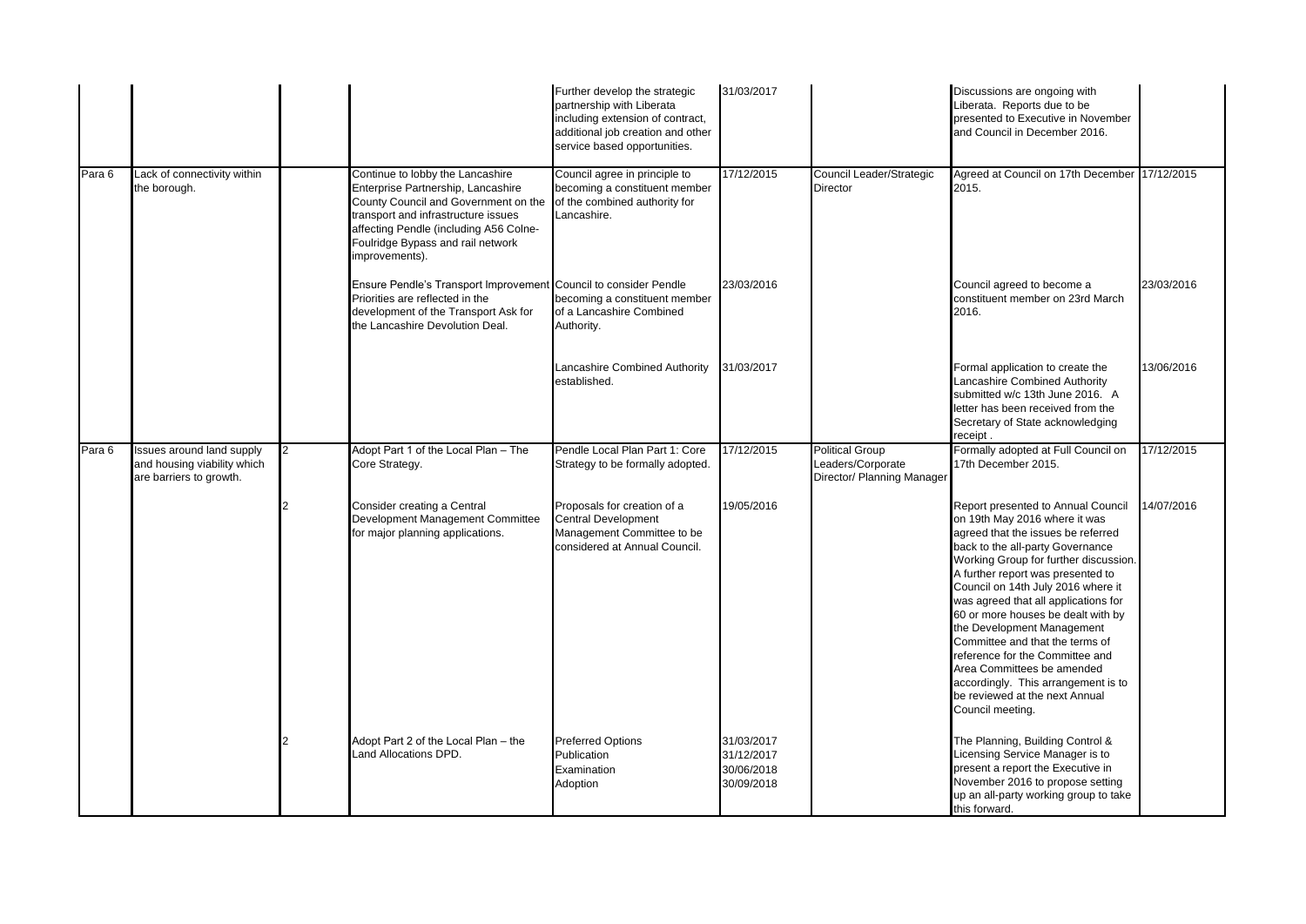| | | | | | | | | |
|---|---|---|---|---|---|---|---|---|
| | | | | Further develop the strategic partnership with Liberata including extension of contract, additional job creation and other service based opportunities. | 31/03/2017 | | Discussions are ongoing with Liberata. Reports due to be presented to Executive in November and Council in December 2016. | |
| Para 6 | Lack of connectivity within the borough. | | Continue to lobby the Lancashire Enterprise Partnership, Lancashire County Council and Government on the transport and infrastructure issues affecting Pendle (including A56 Colne-Foulridge Bypass and rail network improvements). | Council agree in principle to becoming a constituent member of the combined authority for Lancashire. | 17/12/2015 | Council Leader/Strategic Director | Agreed at Council on 17th December 2015. | 17/12/2015 |
| | | | Ensure Pendle's Transport Improvement Priorities are reflected in the development of the Transport Ask for the Lancashire Devolution Deal. | Council to consider Pendle becoming a constituent member of a Lancashire Combined Authority. | 23/03/2016 | | Council agreed to become a constituent member on 23rd March 2016. | 23/03/2016 |
| | | | | Lancashire Combined Authority established. | 31/03/2017 | | Formal application to create the Lancashire Combined Authority submitted w/c 13th June 2016. A letter has been received from the Secretary of State acknowledging receipt . | 13/06/2016 |
| Para 6 | Issues around land supply and housing viability which are barriers to growth. | 2 | Adopt Part 1 of the Local Plan – The Core Strategy. | Pendle Local Plan Part 1: Core Strategy to be formally adopted. | 17/12/2015 | Political Group Leaders/Corporate Director/ Planning Manager | Formally adopted at Full Council on 17th December 2015. | 17/12/2015 |
| | | 2 | Consider creating a Central Development Management Committee for major planning applications. | Proposals for creation of a Central Development Management Committee to be considered at Annual Council. | 19/05/2016 | | Report presented to Annual Council on 19th May 2016 where it was agreed that the issues be referred back to the all-party Governance Working Group for further discussion. A further report was presented to Council on 14th July 2016 where it was agreed that all applications for 60 or more houses be dealt with by the Development Management Committee and that the terms of reference for the Committee and Area Committees be amended accordingly. This arrangement is to be reviewed at the next Annual Council meeting. | 14/07/2016 |
| | | 2 | Adopt Part 2 of the Local Plan – the Land Allocations DPD. | Preferred Options<br>Publication<br>Examination<br>Adoption | 31/03/2017<br>31/12/2017<br>30/06/2018<br>30/09/2018 | | The Planning, Building Control & Licensing Service Manager is to present a report the Executive in November 2016 to propose setting up an all-party working group to take this forward. | |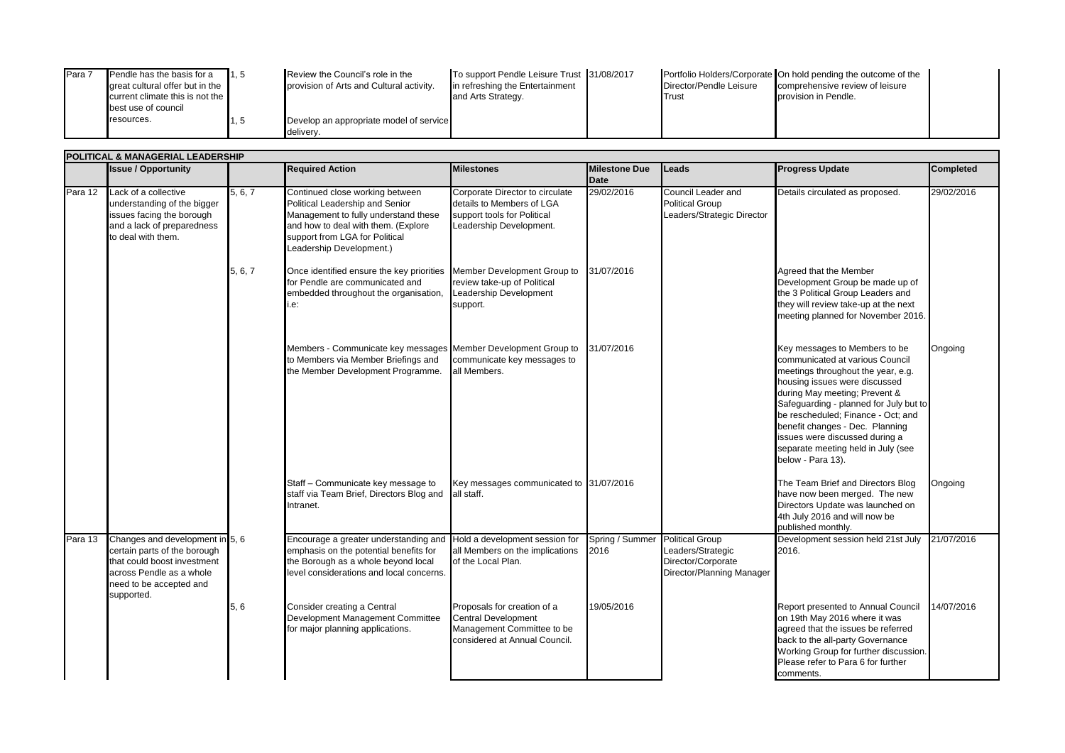| Para 7 | Pendle has the basis for a great cultural offer but in the current climate this is not the best use of council resources. | 1, 5 | Review the Council's role in the provision of Arts and Cultural activity. | To support Pendle Leisure Trust in refreshing the Entertainment and Arts Strategy. | 31/08/2017 | Portfolio Holders/Corporate Director/Pendle Leisure Trust | On hold pending the outcome of the comprehensive review of leisure provision in Pendle. | |
|---|---|---|---|---|---|---|---|---|
| | | 1, 5 | Develop an appropriate model of service delivery. | | | | | |

**POLITICAL & MANAGERIAL LEADERSHIP**

| | Issue / Opportunity | | Required Action | Milestones | Milestone Due Date | Leads | Progress Update | Completed |
|---|---|---|---|---|---|---|---|---|
| Para 12 | Lack of a collective understanding of the bigger issues facing the borough and a lack of preparedness to deal with them. | 5, 6, 7 | Continued close working between Political Leadership and Senior Management to fully understand these and how to deal with them. (Explore support from LGA for Political Leadership Development.) | Corporate Director to circulate details to Members of LGA support tools for Political Leadership Development. | 29/02/2016 | Council Leader and Political Group Leaders/Strategic Director | Details circulated as proposed. | 29/02/2016 |
| | | 5, 6, 7 | Once identified ensure the key priorities for Pendle are communicated and embedded throughout the organisation, i.e: | Member Development Group to review take-up of Political Leadership Development support. | 31/07/2016 | | Agreed that the Member Development Group be made up of the 3 Political Group Leaders and they will review take-up at the next meeting planned for November 2016. | |
| | | | Members - Communicate key messages to Members via Member Briefings and the Member Development Programme. | Member Development Group to communicate key messages to all Members. | 31/07/2016 | | Key messages to Members to be communicated at various Council meetings throughout the year, e.g. housing issues were discussed during May meeting; Prevent & Safeguarding - planned for July but to be rescheduled; Finance - Oct; and benefit changes - Dec. Planning issues were discussed during a separate meeting held in July (see below - Para 13). | Ongoing |
| | | | Staff – Communicate key message to staff via Team Brief, Directors Blog and Intranet. | Key messages communicated to all staff. | 31/07/2016 | | The Team Brief and Directors Blog have now been merged. The new Directors Update was launched on 4th July 2016 and will now be published monthly. | Ongoing |
| Para 13 | Changes and development in certain parts of the borough that could boost investment across Pendle as a whole need to be accepted and supported. | 5, 6 | Encourage a greater understanding and emphasis on the potential benefits for the Borough as a whole beyond local level considerations and local concerns. | Hold a development session for all Members on the implications of the Local Plan. | Spring / Summer 2016 | Political Group Leaders/Strategic Director/Corporate Director/Planning Manager | Development session held 21st July 2016. | 21/07/2016 |
| | | 5, 6 | Consider creating a Central Development Management Committee for major planning applications. | Proposals for creation of a Central Development Management Committee to be considered at Annual Council. | 19/05/2016 | | Report presented to Annual Council on 19th May 2016 where it was agreed that the issues be referred back to the all-party Governance Working Group for further discussion. Please refer to Para 6 for further comments. | 14/07/2016 |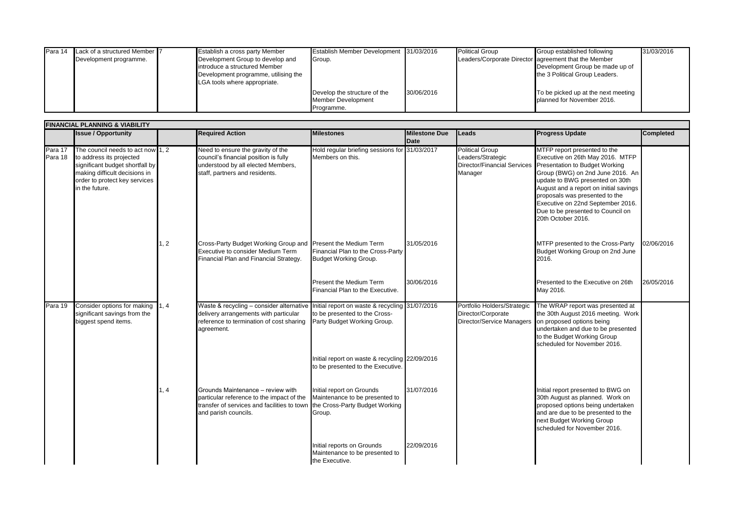| Para 14 | Lack of a structured Member Development programme. | 7 | Establish a cross party Member Development Group to develop and introduce a structured Member Development programme, utilising the LGA tools where appropriate. | Establish Member Development Group. | 31/03/2016 | Political Group Leaders/Corporate Director | Group established following agreement that the Member Development Group be made up of the 3 Political Group Leaders. | 31/03/2016 |
|---|---|---|---|---|---|---|---|---|
| | | | | Develop the structure of the Member Development Programme. | 30/06/2016 | | To be picked up at the next meeting planned for November 2016. | |

| FINANCIAL PLANNING & VIABILITY | | | | | | | | |
|---|---|---|---|---|---|---|---|---|
| | **Issue / Opportunity** | | **Required Action** | **Milestones** | **Milestone Due Date** | **Leads** | **Progress Update** | **Completed** |
| Para 17 Para 18 | The council needs to act now to address its projected significant budget shortfall by making difficult decisions in order to protect key services in the future. | 1, 2 | Need to ensure the gravity of the council's financial position is fully understood by all elected Members, staff, partners and residents. | Hold regular briefing sessions for Members on this. | 31/03/2017 | Political Group Leaders/Strategic Director/Financial Services Manager | MTFP report presented to the Executive on 26th May 2016. MTFP Presentation to Budget Working Group (BWG) on 2nd June 2016. An update to BWG presented on 30th August and a report on initial savings proposals was presented to the Executive on 22nd September 2016. Due to be presented to Council on 20th October 2016. | |
| | | 1, 2 | Cross-Party Budget Working Group and Executive to consider Medium Term Financial Plan and Financial Strategy. | Present the Medium Term Financial Plan to the Cross-Party Budget Working Group. | 31/05/2016 | | MTFP presented to the Cross-Party Budget Working Group on 2nd June 2016. | 02/06/2016 |
| | | | | Present the Medium Term Financial Plan to the Executive. | 30/06/2016 | | Presented to the Executive on 26th May 2016. | 26/05/2016 |
| Para 19 | Consider options for making significant savings from the biggest spend items. | 1, 4 | Waste & recycling – consider alternative delivery arrangements with particular reference to termination of cost sharing agreement. | Initial report on waste & recycling to be presented to the Cross-Party Budget Working Group. | 31/07/2016 | Portfolio Holders/Strategic Director/Corporate Director/Service Managers | The WRAP report was presented at the 30th August 2016 meeting. Work on proposed options being undertaken and due to be presented to the Budget Working Group scheduled for November 2016. | |
| | | | | Initial report on waste & recycling to be presented to the Executive. | 22/09/2016 | | | |
| | | 1, 4 | Grounds Maintenance – review with particular reference to the impact of the transfer of services and facilities to town and parish councils. | Initial report on Grounds Maintenance to be presented to the Cross-Party Budget Working Group. | 31/07/2016 | | Initial report presented to BWG on 30th August as planned. Work on proposed options being undertaken and are due to be presented to the next Budget Working Group scheduled for November 2016. | |
| | | | | Initial reports on Grounds Maintenance to be presented to the Executive. | 22/09/2016 | | | |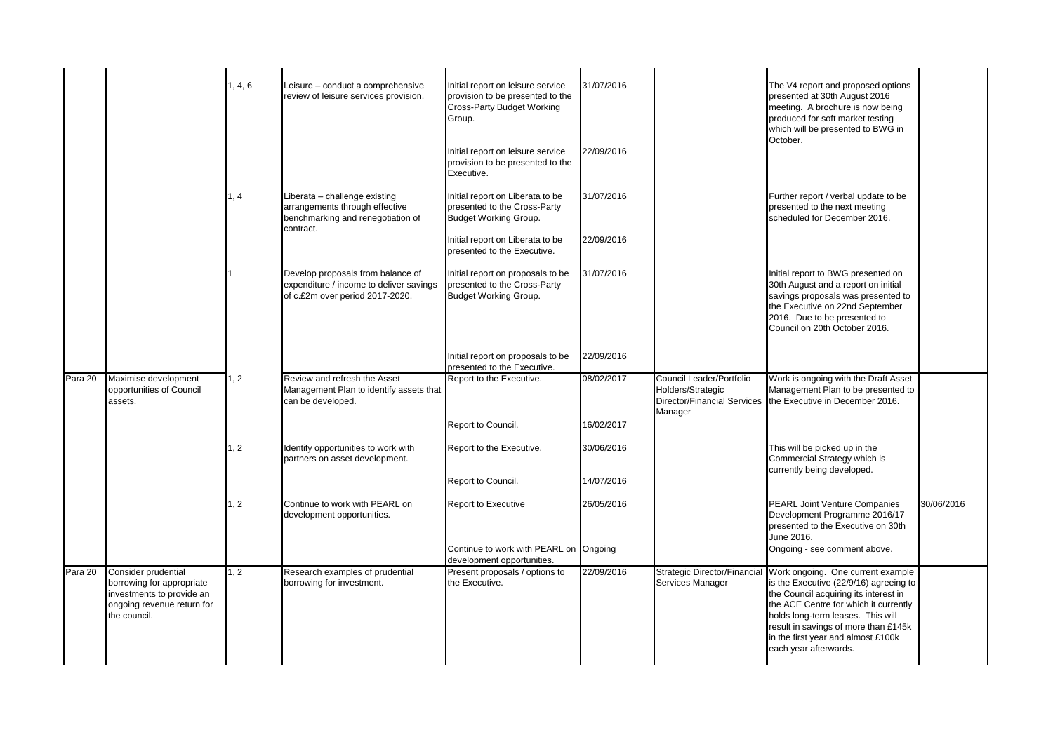|  |  |  |  |  |  |  |  |  |
|---|---|---|---|---|---|---|---|---|
|  |  | 1, 4, 6 | Leisure – conduct a comprehensive review of leisure services provision. | Initial report on leisure service provision to be presented to the Cross-Party Budget Working Group. | 31/07/2016 |  | The V4 report and proposed options presented at 30th August 2016 meeting. A brochure is now being produced for soft market testing which will be presented to BWG in October. |  |
|  |  |  |  | Initial report on leisure service provision to be presented to the Executive. | 22/09/2016 |  |  |  |
|  |  | 1, 4 | Liberata – challenge existing arrangements through effective benchmarking and renegotiation of contract. | Initial report on Liberata to be presented to the Cross-Party Budget Working Group. | 31/07/2016 |  | Further report / verbal update to be presented to the next meeting scheduled for December 2016. |  |
|  |  |  |  | Initial report on Liberata to be presented to the Executive. | 22/09/2016 |  |  |  |
|  |  | 1 | Develop proposals from balance of expenditure / income to deliver savings of c.£2m over period 2017-2020. | Initial report on proposals to be presented to the Cross-Party Budget Working Group. | 31/07/2016 |  | Initial report to BWG presented on 30th August and a report on initial savings proposals was presented to the Executive on 22nd September 2016. Due to be presented to Council on 20th October 2016. |  |
|  |  |  |  | Initial report on proposals to be presented to the Executive. | 22/09/2016 |  |  |  |
| Para 20 | Maximise development opportunities of Council assets. | 1, 2 | Review and refresh the Asset Management Plan to identify assets that can be developed. | Report to the Executive. | 08/02/2017 | Council Leader/Portfolio Holders/Strategic Director/Financial Services Manager | Work is ongoing with the Draft Asset Management Plan to be presented to the Executive in December 2016. |  |
|  |  |  |  | Report to Council. | 16/02/2017 |  |  |  |
|  |  | 1, 2 | Identify opportunities to work with partners on asset development. | Report to the Executive. | 30/06/2016 |  | This will be picked up in the Commercial Strategy which is currently being developed. |  |
|  |  |  |  | Report to Council. | 14/07/2016 |  |  |  |
|  |  | 1, 2 | Continue to work with PEARL on development opportunities. | Report to Executive | 26/05/2016 |  | PEARL Joint Venture Companies Development Programme 2016/17 presented to the Executive on 30th June 2016. | 30/06/2016 |
|  |  |  |  | Continue to work with PEARL on development opportunities. | Ongoing |  | Ongoing - see comment above. |  |
| Para 20 | Consider prudential borrowing for appropriate investments to provide an ongoing revenue return for the council. | 1, 2 | Research examples of prudential borrowing for investment. | Present proposals / options to the Executive. | 22/09/2016 | Strategic Director/Financial Services Manager | Work ongoing. One current example is the Executive (22/9/16) agreeing to the Council acquiring its interest in the ACE Centre for which it currently holds long-term leases. This will result in savings of more than £145k in the first year and almost £100k each year afterwards. |  |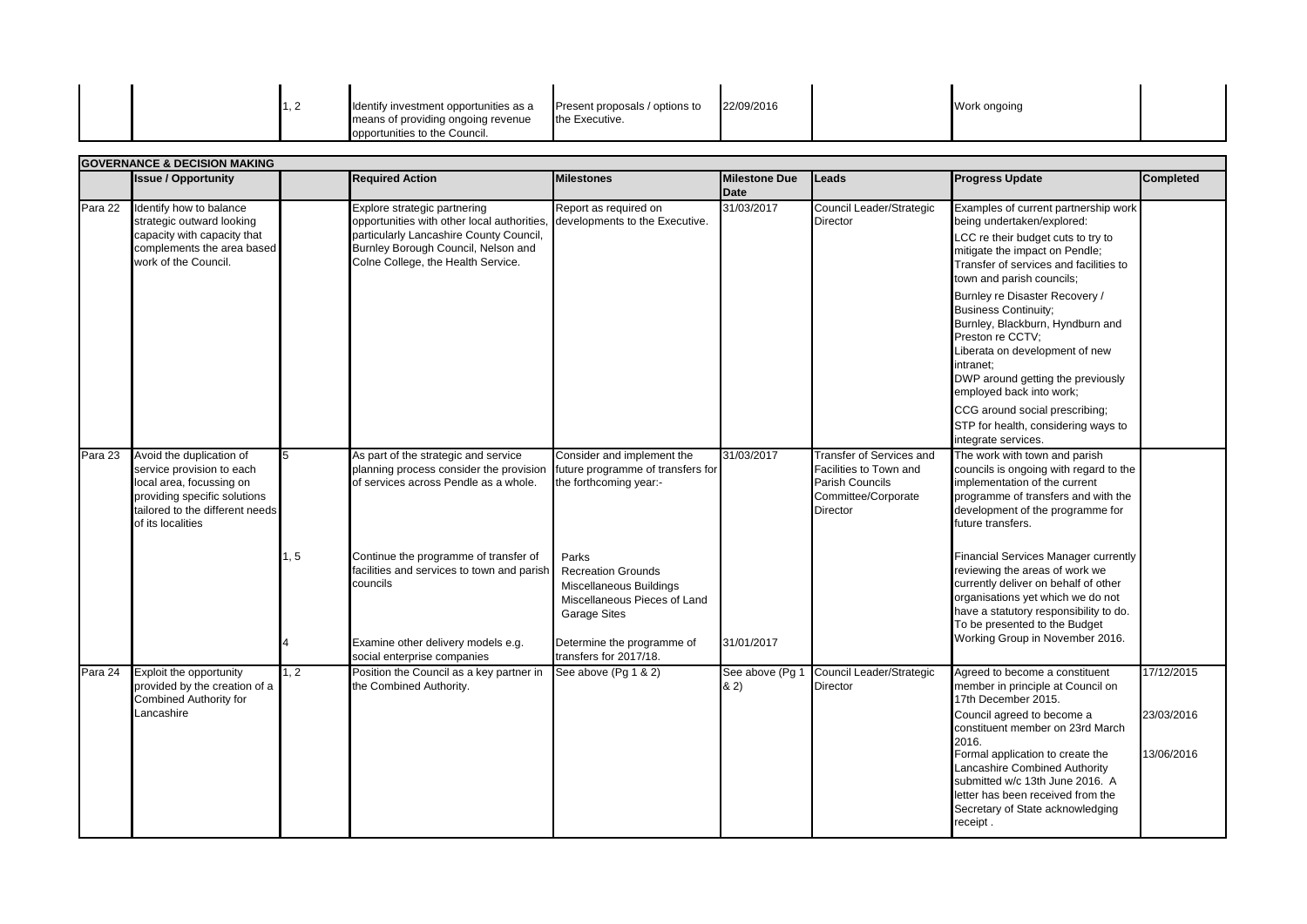| | | 1, 2 | Identify investment opportunities as a means of providing ongoing revenue opportunities to the Council. | Present proposals / options to the Executive. | 22/09/2016 | | Work ongoing | |
|---|---|---|---|---|---|---|---|---|

**GOVERNANCE & DECISION MAKING**

| | Issue / Opportunity | | Required Action | Milestones | Milestone Due Date | Leads | Progress Update | Completed |
|---|---|---|---|---|---|---|---|---|
| Para 22 | Identify how to balance strategic outward looking capacity with capacity that complements the area based work of the Council. | | Explore strategic partnering opportunities with other local authorities, particularly Lancashire County Council, Burnley Borough Council, Nelson and Colne College, the Health Service. | Report as required on developments to the Executive. | 31/03/2017 | Council Leader/Strategic Director | Examples of current partnership work being undertaken/explored:<br>LCC re their budget cuts to try to mitigate the impact on Pendle; Transfer of services and facilities to town and parish councils;<br>Burnley re Disaster Recovery / Business Continuity;<br>Burnley, Blackburn, Hyndburn and Preston re CCTV;<br>Liberata on development of new intranet;<br>DWP around getting the previously employed back into work;<br>CCG around social prescribing;<br>STP for health, considering ways to integrate services. | |
| Para 23 | Avoid the duplication of service provision to each local area, focussing on providing specific solutions tailored to the different needs of its localities | 5 | As part of the strategic and service planning process consider the provision of services across Pendle as a whole. | Consider and implement the future programme of transfers for the forthcoming year:- | 31/03/2017 | Transfer of Services and Facilities to Town and Parish Councils Committee/Corporate Director | The work with town and parish councils is ongoing with regard to the implementation of the current programme of transfers and with the development of the programme for future transfers. | |
| | | 1, 5 | Continue the programme of transfer of facilities and services to town and parish councils | Parks<br>Recreation Grounds<br>Miscellaneous Buildings<br>Miscellaneous Pieces of Land<br>Garage Sites | | | Financial Services Manager currently reviewing the areas of work we currently deliver on behalf of other organisations yet which we do not have a statutory responsibility to do. To be presented to the Budget Working Group in November 2016. | |
| | | 4 | Examine other delivery models e.g. social enterprise companies | Determine the programme of transfers for 2017/18. | 31/01/2017 | | | |
| Para 24 | Exploit the opportunity provided by the creation of a Combined Authority for Lancashire | 1, 2 | Position the Council as a key partner in the Combined Authority. | See above (Pg 1 & 2) | See above (Pg 1 & 2) | Council Leader/Strategic Director | Agreed to become a constituent member in principle at Council on 17th December 2015.<br>Council agreed to become a constituent member on 23rd March 2016.<br>Formal application to create the Lancashire Combined Authority submitted w/c 13th June 2016. A letter has been received from the Secretary of State acknowledging receipt . | 17/12/2015<br>23/03/2016<br>13/06/2016 |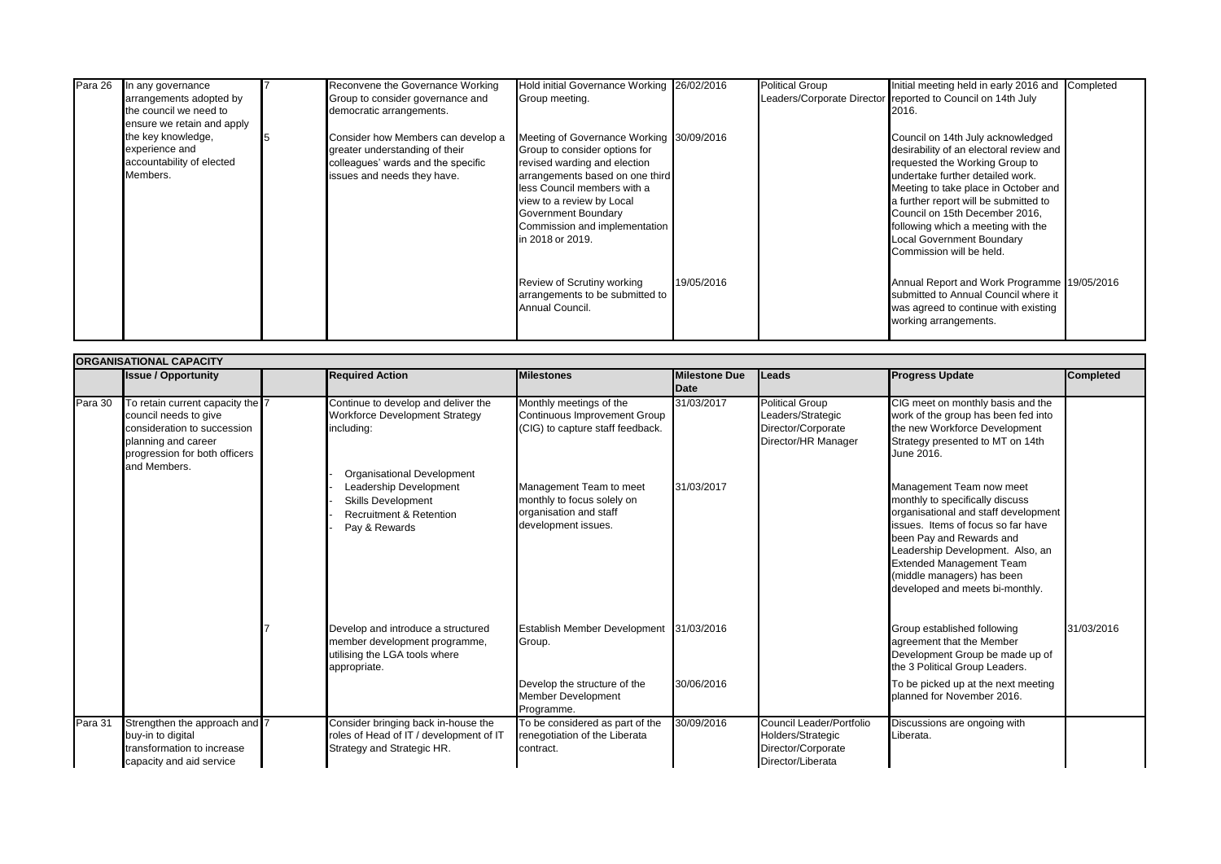| | | | | | | | | |
|---|---|---|---|---|---|---|---|---|
| Para 26 | In any governance arrangements adopted by the council we need to ensure we retain and apply the key knowledge, experience and accountability of elected Members. | 7 | Reconvene the Governance Working Group to consider governance and democratic arrangements. | Hold initial Governance Working Group meeting. | 26/02/2016 | Political Group Leaders/Corporate Director | Initial meeting held in early 2016 and reported to Council on 14th July 2016. | Completed |
| | | 5 | Consider how Members can develop a greater understanding of their colleagues' wards and the specific issues and needs they have. | Meeting of Governance Working Group to consider options for revised warding and election arrangements based on one third less Council members with a view to a review by Local Government Boundary Commission and implementation in 2018 or 2019. | 30/09/2016 | | Council on 14th July acknowledged desirability of an electoral review and requested the Working Group to undertake further detailed work. Meeting to take place in October and a further report will be submitted to Council on 15th December 2016, following which a meeting with the Local Government Boundary Commission will be held. | |
| | | | | Review of Scrutiny working arrangements to be submitted to Annual Council. | 19/05/2016 | | Annual Report and Work Programme submitted to Annual Council where it was agreed to continue with existing working arrangements. | 19/05/2016 |

**ORGANISATIONAL CAPACITY**

| | Issue / Opportunity | | Required Action | Milestones | Milestone Due Date | Leads | Progress Update | Completed |
|---|---|---|---|---|---|---|---|---|
| Para 30 | To retain current capacity the council needs to give consideration to succession planning and career progression for both officers and Members. | 7 | Continue to develop and deliver the Workforce Development Strategy including:<br>- Organisational Development<br>- Leadership Development<br>- Skills Development<br>- Recruitment & Retention<br>- Pay & Rewards | Monthly meetings of the Continuous Improvement Group (CIG) to capture staff feedback. | 31/03/2017 | Political Group Leaders/Strategic Director/Corporate Director/HR Manager | CIG meet on monthly basis and the work of the group has been fed into the new Workforce Development Strategy presented to MT on 14th June 2016. | |
| | | | | Management Team to meet monthly to focus solely on organisation and staff development issues. | 31/03/2017 | | Management Team now meet monthly to specifically discuss organisational and staff development issues. Items of focus so far have been Pay and Rewards and Leadership Development. Also, an Extended Management Team (middle managers) has been developed and meets bi-monthly. | |
| | | 7 | Develop and introduce a structured member development programme, utilising the LGA tools where appropriate. | Establish Member Development Group. | 31/03/2016 | | Group established following agreement that the Member Development Group be made up of the 3 Political Group Leaders. | 31/03/2016 |
| | | | | Develop the structure of the Member Development Programme. | 30/06/2016 | | To be picked up at the next meeting planned for November 2016. | |
| Para 31 | Strengthen the approach and buy-in to digital transformation to increase capacity and aid service | 7 | Consider bringing back in-house the roles of Head of IT / development of IT Strategy and Strategic HR. | To be considered as part of the renegotiation of the Liberata contract. | 30/09/2016 | Council Leader/Portfolio Holders/Strategic Director/Corporate Director/Liberata | Discussions are ongoing with Liberata. | |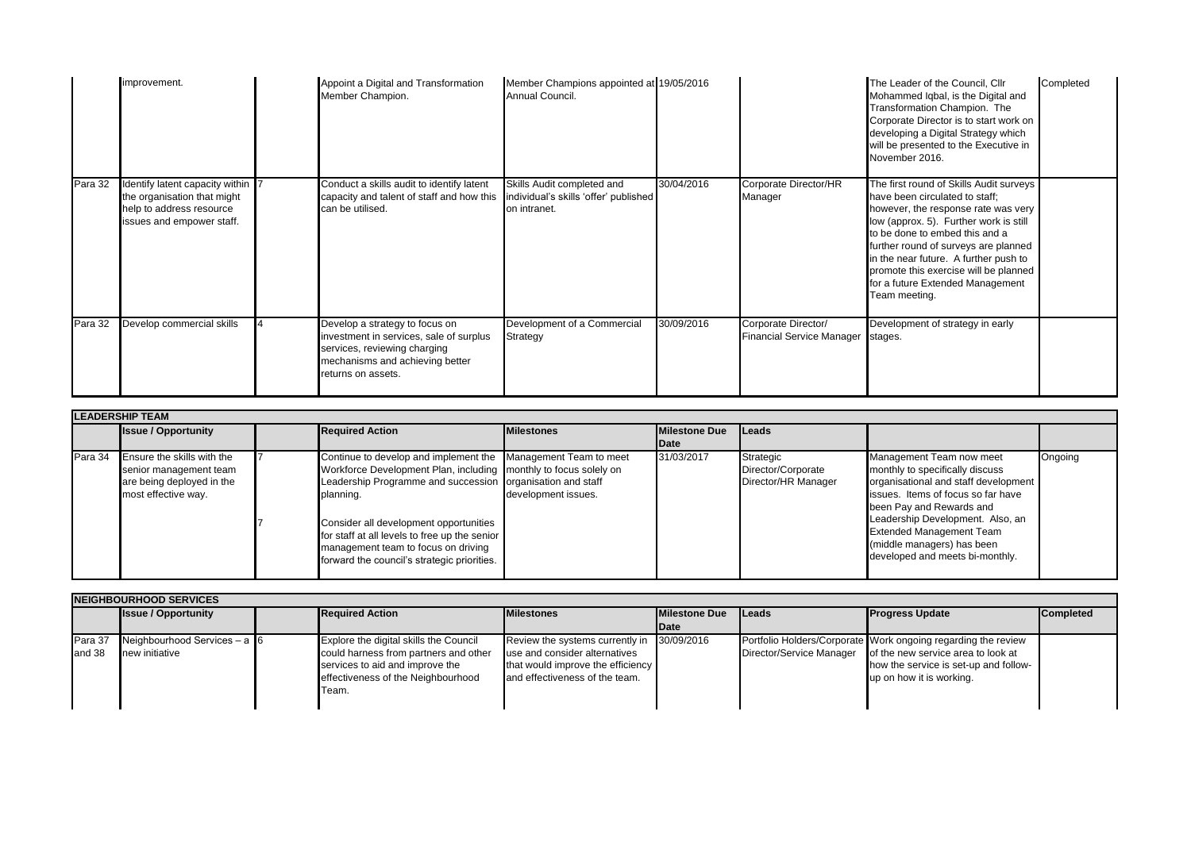| | Issue / Opportunity | | Required Action | Milestones | Milestone Due Date | Leads | Progress Update | Completed |
|---|---|---|---|---|---|---|---|---|
| | improvement. | | Appoint a Digital and Transformation Member Champion. | Member Champions appointed at Annual Council. | 19/05/2016 | | The Leader of the Council, Cllr Mohammed Iqbal, is the Digital and Transformation Champion. The Corporate Director is to start work on developing a Digital Strategy which will be presented to the Executive in November 2016. | Completed |
| Para 32 | Identify latent capacity within the organisation that might help to address resource issues and empower staff. | 7 | Conduct a skills audit to identify latent capacity and talent of staff and how this can be utilised. | Skills Audit completed and individual's skills 'offer' published on intranet. | 30/04/2016 | Corporate Director/HR Manager | The first round of Skills Audit surveys have been circulated to staff; however, the response rate was very low (approx. 5). Further work is still to be done to embed this and a further round of surveys are planned in the near future. A further push to promote this exercise will be planned for a future Extended Management Team meeting. | |
| Para 32 | Develop commercial skills | 4 | Develop a strategy to focus on investment in services, sale of surplus services, reviewing charging mechanisms and achieving better returns on assets. | Development of a Commercial Strategy | 30/09/2016 | Corporate Director/ Financial Service Manager | Development of strategy in early stages. | |

| LEADERSHIP TEAM | | | | | | | | |
|---|---|---|---|---|---|---|---|---|
| | Issue / Opportunity | | Required Action | Milestones | Milestone Due Date | Leads | | |
| Para 34 | Ensure the skills with the senior management team are being deployed in the most effective way. | 7<br><br>7 | Continue to develop and implement the Workforce Development Plan, including Leadership Programme and succession planning.<br><br>Consider all development opportunities for staff at all levels to free up the senior management team to focus on driving forward the council's strategic priorities. | Management Team to meet monthly to focus solely on organisation and staff development issues. | 31/03/2017 | Strategic Director/Corporate Director/HR Manager | Management Team now meet monthly to specifically discuss organisational and staff development issues. Items of focus so far have been Pay and Rewards and Leadership Development. Also, an Extended Management Team (middle managers) has been developed and meets bi-monthly. | Ongoing |

| NEIGHBOURHOOD SERVICES | | | | | | | | |
|---|---|---|---|---|---|---|---|---|
| | Issue / Opportunity | | Required Action | Milestones | Milestone Due Date | Leads | Progress Update | Completed |
| Para 37 and 38 | Neighbourhood Services – a new initiative | 6 | Explore the digital skills the Council could harness from partners and other services to aid and improve the effectiveness of the Neighbourhood Team. | Review the systems currently in use and consider alternatives that would improve the efficiency and effectiveness of the team. | 30/09/2016 | Portfolio Holders/Corporate Director/Service Manager | Work ongoing regarding the review of the new service area to look at how the service is set-up and follow-up on how it is working. | |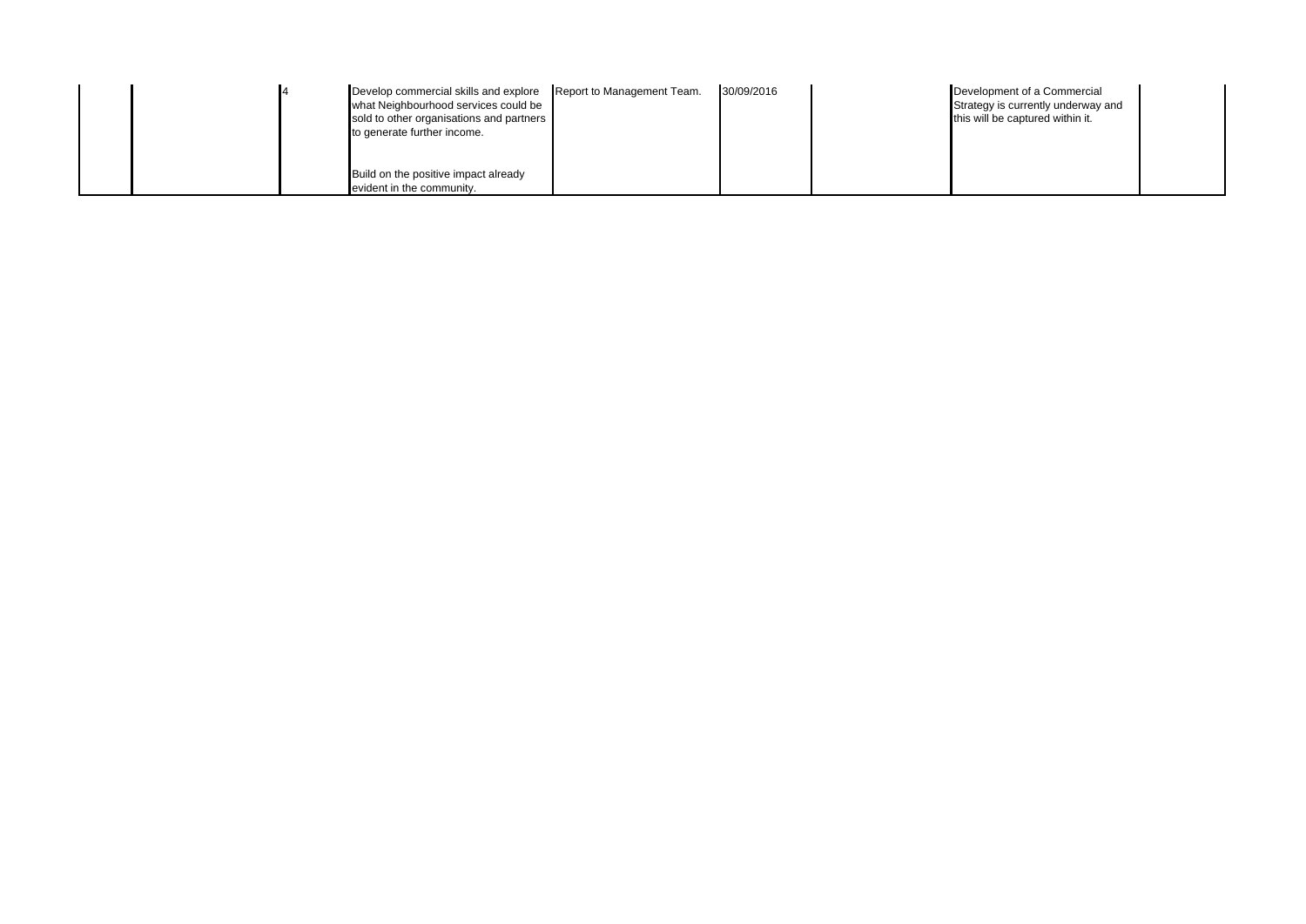| | | | | | | | | |
|---|---|---|---|---|---|---|---|---|
| | | 4 | Develop commercial skills and explore what Neighbourhood services could be sold to other organisations and partners to generate further income.<br><br>Build on the positive impact already evident in the community. | Report to Management Team. | 30/09/2016 | | Development of a Commercial Strategy is currently underway and this will be captured within it. | |